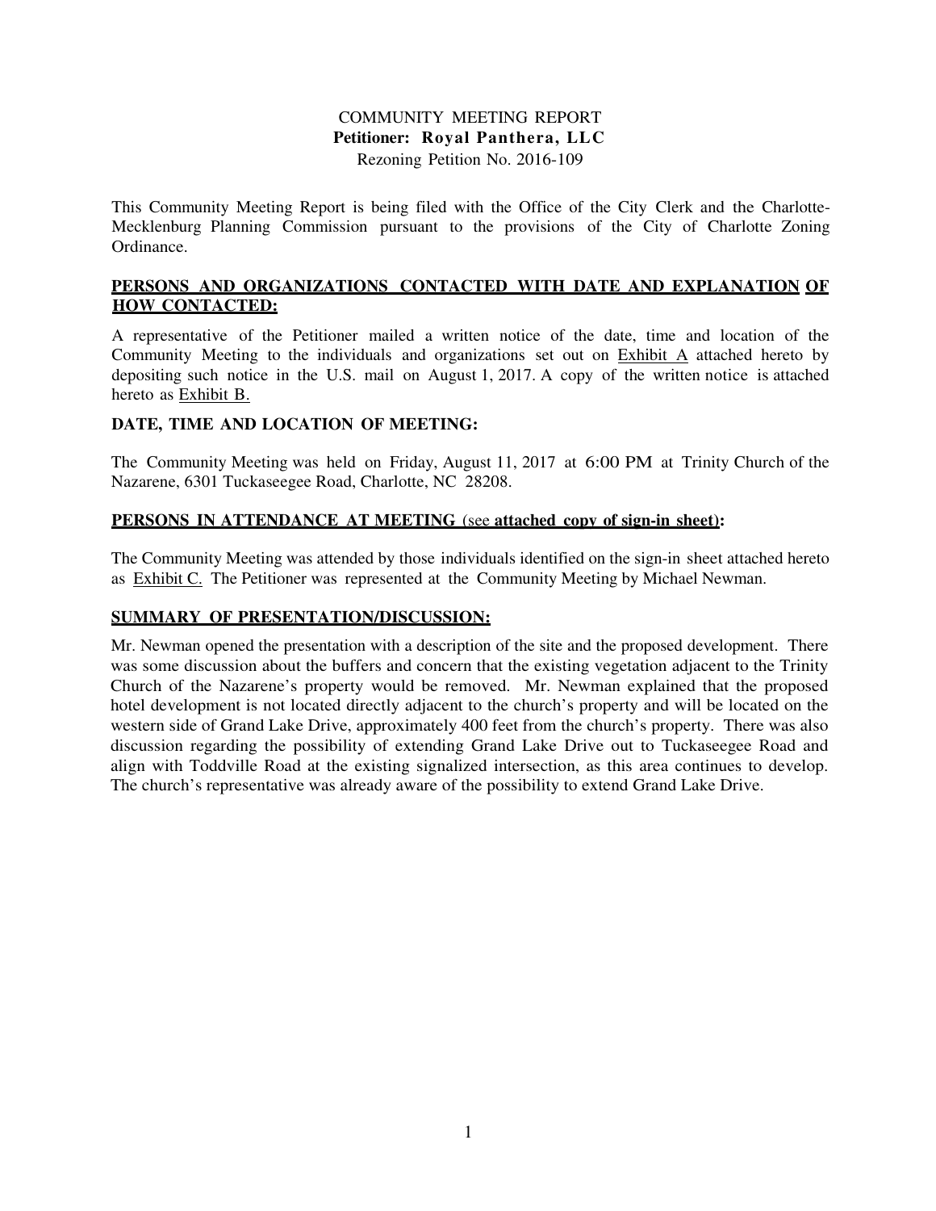COMMUNITY MEETING REPORT

**Petitioner: Royal Panthera, LLC**

Rezoning Petition No. 2016-109

This Community Meeting Report is being filed with the Office of the City Clerk and the Charlotte-Mecklenburg Planning Commission pursuant to the provisions of the City of Charlotte Zoning Ordinance.

**PERSONS AND ORGANIZATIONS CONTACTED WITH DATE AND EXPLANATION OF HOW CONTACTED:**

A representative of the Petitioner mailed a written notice of the date, time and location of the Community Meeting to the individuals and organizations set out on Exhibit A attached hereto by depositing such notice in the U.S. mail on August 1, 2017. A copy of the written notice is attached hereto as Exhibit B.

**DATE, TIME AND LOCATION OF MEETING:**

The Community Meeting was held on Friday, August 11, 2017 at 6:00 PM at Trinity Church of the Nazarene, 6301 Tuckaseegee Road, Charlotte, NC 28208.

**PERSONS IN ATTENDANCE AT MEETING (see attached copy of sign-in sheet):**

The Community Meeting was attended by those individuals identified on the sign-in sheet attached hereto as Exhibit C. The Petitioner was represented at the Community Meeting by Michael Newman.

**SUMMARY OF PRESENTATION/DISCUSSION:**

Mr. Newman opened the presentation with a description of the site and the proposed development. There was some discussion about the buffers and concern that the existing vegetation adjacent to the Trinity Church of the Nazarene's property would be removed. Mr. Newman explained that the proposed hotel development is not located directly adjacent to the church's property and will be located on the western side of Grand Lake Drive, approximately 400 feet from the church's property. There was also discussion regarding the possibility of extending Grand Lake Drive out to Tuckaseegee Road and align with Toddville Road at the existing signalized intersection, as this area continues to develop. The church's representative was already aware of the possibility to extend Grand Lake Drive.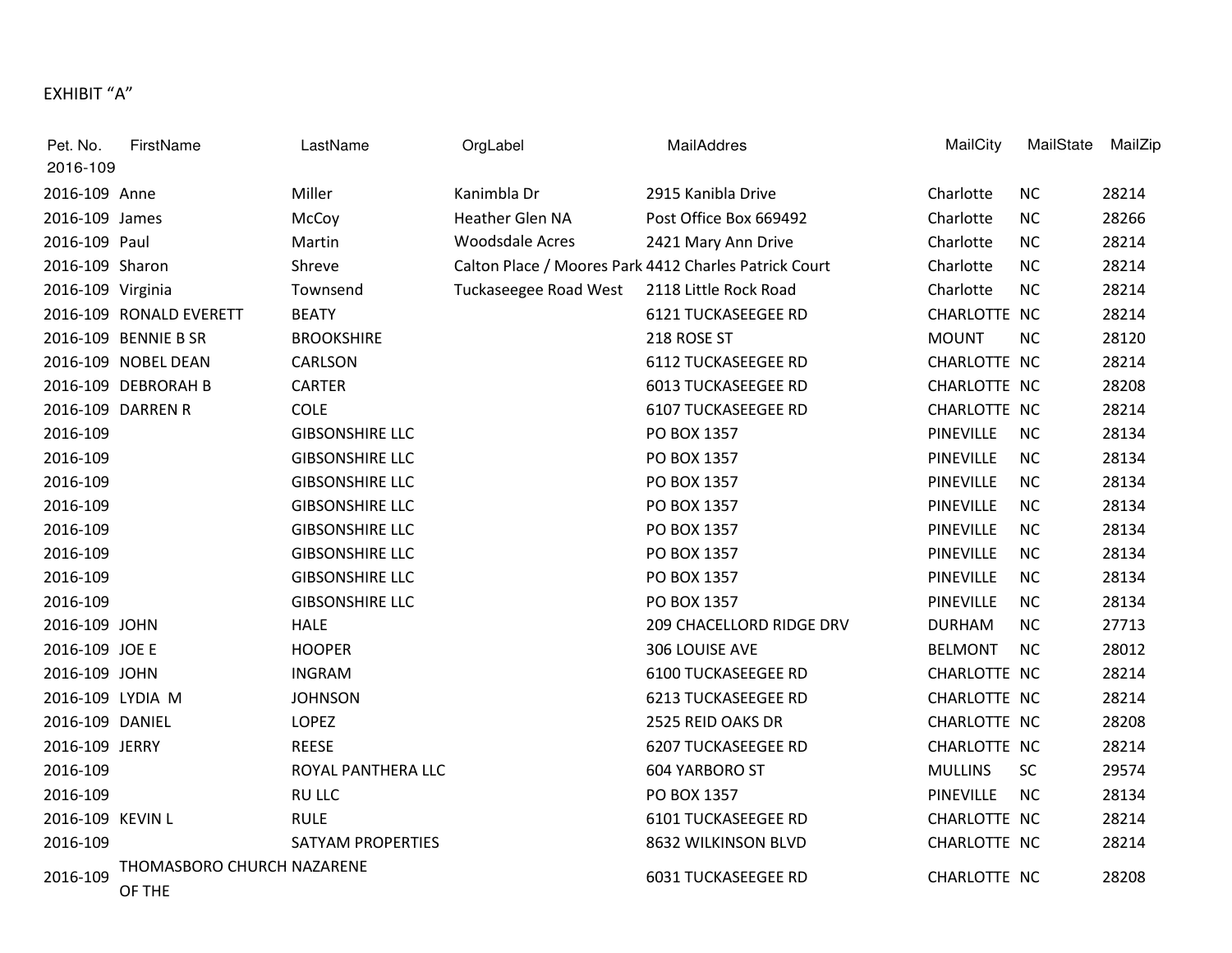EXHIBIT “A”

| Pet. No. 2016-109 | FirstName | LastName | OrgLabel | MailAddres | MailCity | MailState | MailZip |
|---|---|---|---|---|---|---|---|
| 2016-109 | Anne | Miller | Kanimbla Dr | 2915 Kanibla Drive | Charlotte | NC | 28214 |
| 2016-109 | James | McCoy | Heather Glen NA | Post Office Box 669492 | Charlotte | NC | 28266 |
| 2016-109 | Paul | Martin | Woodsdale Acres | 2421 Mary Ann Drive | Charlotte | NC | 28214 |
| 2016-109 | Sharon | Shreve | Calton Place / Moores Park | 4412 Charles Patrick Court | Charlotte | NC | 28214 |
| 2016-109 | Virginia | Townsend | Tuckaseegee Road West | 2118 Little Rock Road | Charlotte | NC | 28214 |
| 2016-109 | RONALD EVERETT | BEATY | | 6121 TUCKASEEGEE RD | CHARLOTTE | NC | 28214 |
| 2016-109 | BENNIE B SR | BROOKSHIRE | | 218 ROSE ST | MOUNT | NC | 28120 |
| 2016-109 | NOBEL DEAN | CARLSON | | 6112 TUCKASEEGEE RD | CHARLOTTE | NC | 28214 |
| 2016-109 | DEBRORAH B | CARTER | | 6013 TUCKASEEGEE RD | CHARLOTTE | NC | 28208 |
| 2016-109 | DARREN R | COLE | | 6107 TUCKASEEGEE RD | CHARLOTTE | NC | 28214 |
| 2016-109 | | GIBSONSHIRE LLC | | PO BOX 1357 | PINEVILLE | NC | 28134 |
| 2016-109 | | GIBSONSHIRE LLC | | PO BOX 1357 | PINEVILLE | NC | 28134 |
| 2016-109 | | GIBSONSHIRE LLC | | PO BOX 1357 | PINEVILLE | NC | 28134 |
| 2016-109 | | GIBSONSHIRE LLC | | PO BOX 1357 | PINEVILLE | NC | 28134 |
| 2016-109 | | GIBSONSHIRE LLC | | PO BOX 1357 | PINEVILLE | NC | 28134 |
| 2016-109 | | GIBSONSHIRE LLC | | PO BOX 1357 | PINEVILLE | NC | 28134 |
| 2016-109 | | GIBSONSHIRE LLC | | PO BOX 1357 | PINEVILLE | NC | 28134 |
| 2016-109 | | GIBSONSHIRE LLC | | PO BOX 1357 | PINEVILLE | NC | 28134 |
| 2016-109 | JOHN | HALE | | 209 CHACELLORD RIDGE DRV | DURHAM | NC | 27713 |
| 2016-109 | JOE E | HOOPER | | 306 LOUISE AVE | BELMONT | NC | 28012 |
| 2016-109 | JOHN | INGRAM | | 6100 TUCKASEEGEE RD | CHARLOTTE | NC | 28214 |
| 2016-109 | LYDIA M | JOHNSON | | 6213 TUCKASEEGEE RD | CHARLOTTE | NC | 28214 |
| 2016-109 | DANIEL | LOPEZ | | 2525 REID OAKS DR | CHARLOTTE | NC | 28208 |
| 2016-109 | JERRY | REESE | | 6207 TUCKASEEGEE RD | CHARLOTTE | NC | 28214 |
| 2016-109 | | ROYAL PANTHERA LLC | | 604 YARBORO ST | MULLINS | SC | 29574 |
| 2016-109 | | RU LLC | | PO BOX 1357 | PINEVILLE | NC | 28134 |
| 2016-109 | KEVIN L | RULE | | 6101 TUCKASEEGEE RD | CHARLOTTE | NC | 28214 |
| 2016-109 | | SATYAM PROPERTIES | | 8632 WILKINSON BLVD | CHARLOTTE | NC | 28214 |
| 2016-109 | THOMASBORO CHURCH OF THE | NAZARENE | | 6031 TUCKASEEGEE RD | CHARLOTTE | NC | 28208 |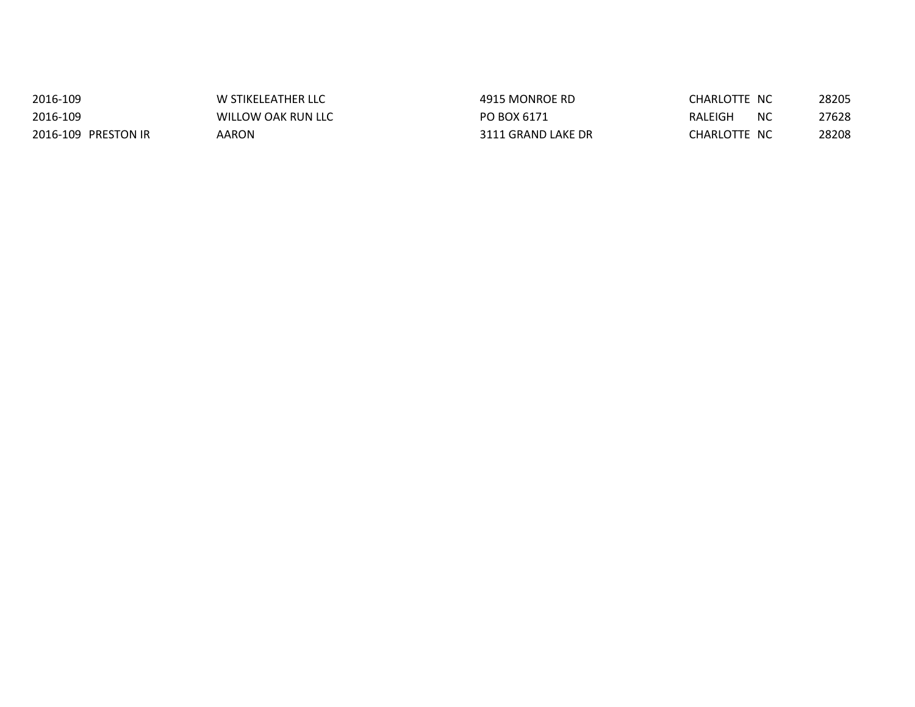| | | | | | | |
|---|---|---|---|---|---|---|
| 2016-109 | | W STIKELEATHER LLC | 4915 MONROE RD | CHARLOTTE | NC | 28205 |
| 2016-109 | | WILLOW OAK RUN LLC | PO BOX 6171 | RALEIGH | NC | 27628 |
| 2016-109 | PRESTON IR | AARON | 3111 GRAND LAKE DR | CHARLOTTE | NC | 28208 |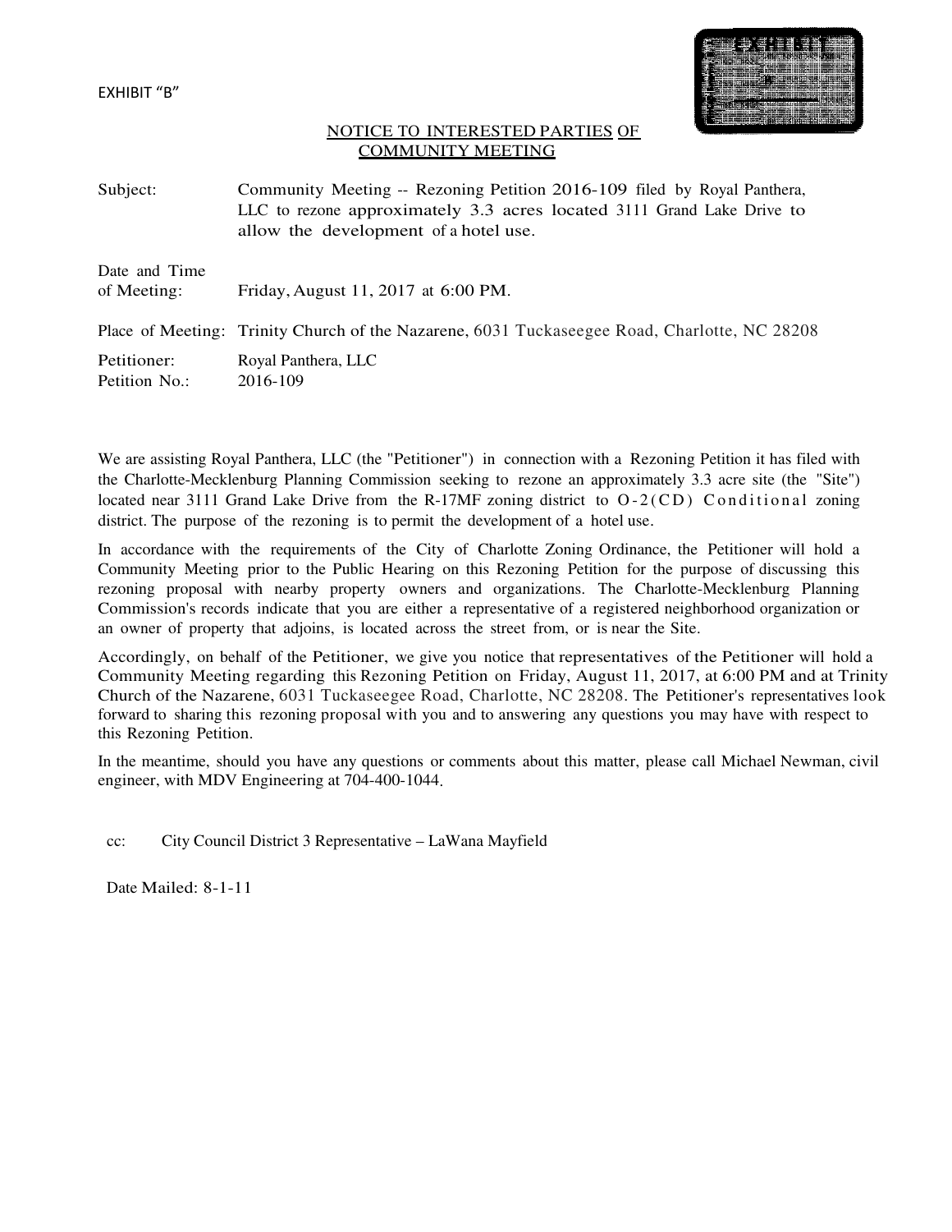EXHIBIT "B"

## NOTICE TO INTERESTED PARTIES OF COMMUNITY MEETING

| | |
|---|---|
| Subject: | Community Meeting -- Rezoning Petition 2016-109 filed by Royal Panthera, LLC to rezone approximately 3.3 acres located 3111 Grand Lake Drive to allow the development of a hotel use. |
| Date and Time of Meeting: | Friday, August 11, 2017 at 6:00 PM. |
| Place of Meeting: | Trinity Church of the Nazarene, 6031 Tuckaseegee Road, Charlotte, NC 28208 |
| Petitioner: | Royal Panthera, LLC |
| Petition No.: | 2016-109 |

We are assisting Royal Panthera, LLC (the "Petitioner") in connection with a Rezoning Petition it has filed with the Charlotte-Mecklenburg Planning Commission seeking to rezone an approximately 3.3 acre site (the "Site") located near 3111 Grand Lake Drive from the R-17MF zoning district to O-2(CD) Conditional zoning district. The purpose of the rezoning is to permit the development of a hotel use.

In accordance with the requirements of the City of Charlotte Zoning Ordinance, the Petitioner will hold a Community Meeting prior to the Public Hearing on this Rezoning Petition for the purpose of discussing this rezoning proposal with nearby property owners and organizations. The Charlotte-Mecklenburg Planning Commission's records indicate that you are either a representative of a registered neighborhood organization or an owner of property that adjoins, is located across the street from, or is near the Site.

Accordingly, on behalf of the Petitioner, we give you notice that representatives of the Petitioner will hold a Community Meeting regarding this Rezoning Petition on Friday, August 11, 2017, at 6:00 PM and at Trinity Church of the Nazarene, 6031 Tuckaseegee Road, Charlotte, NC 28208. The Petitioner's representatives look forward to sharing this rezoning proposal with you and to answering any questions you may have with respect to this Rezoning Petition.

In the meantime, should you have any questions or comments about this matter, please call Michael Newman, civil engineer, with MDV Engineering at 704-400-1044.

cc: City Council District 3 Representative – LaWana Mayfield

Date Mailed: 8-1-11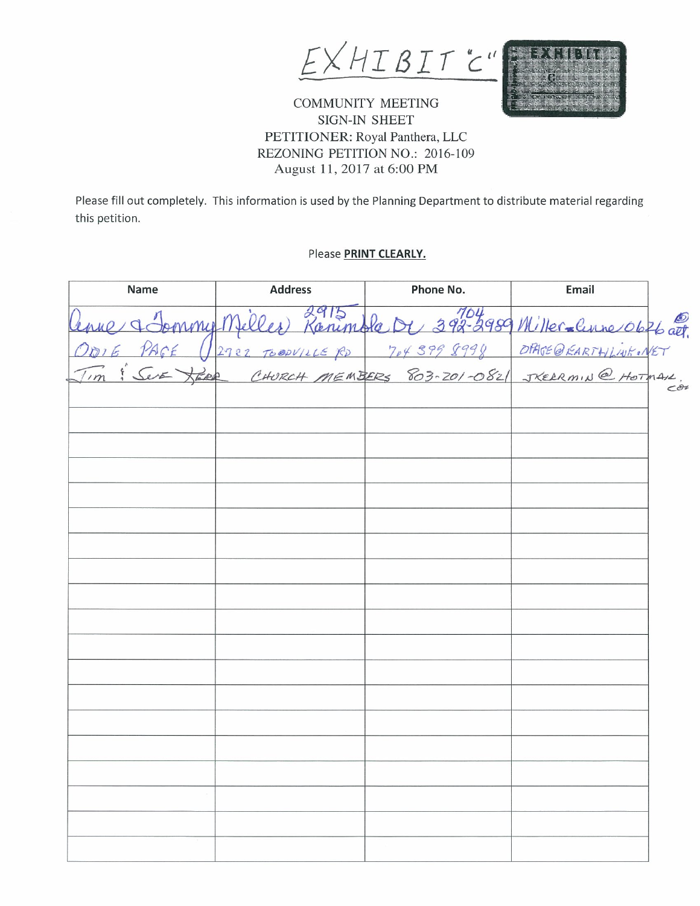EXHIBIT "C"

EXHIBIT C

COMMUNITY MEETING
SIGN-IN SHEET
PETITIONER: Royal Panthera, LLC
REZONING PETITION NO.: 2016-109
August 11, 2017 at 6:00 PM

Please fill out completely. This information is used by the Planning Department to distribute material regarding this petition.

Please **PRINT CLEARLY.**

| Name | Address | Phone No. | Email |
|---|---|---|---|
| Anne & Tommy Miller | 2915 Kanimbla Dr | 704 392-2989 | Miller.anne0626@att. |
| ODIE PAGE | 2722 TODDVILLE RD | 704 399 8998 | OPAGE@EARTHLINK.NET |
| Tim & Sue Kerr | CHURCH MEMBERS | 803-201-0821 | JKERRMIN@HOTMAIL.COM |
| | | | |
| | | | |
| | | | |
| | | | |
| | | | |
| | | | |
| | | | |
| | | | |
| | | | |
| | | | |
| | | | |
| | | | |
| | | | |
| | | | |
| | | | |
| | | | |
| | | | |
| | | | |
| | | | |